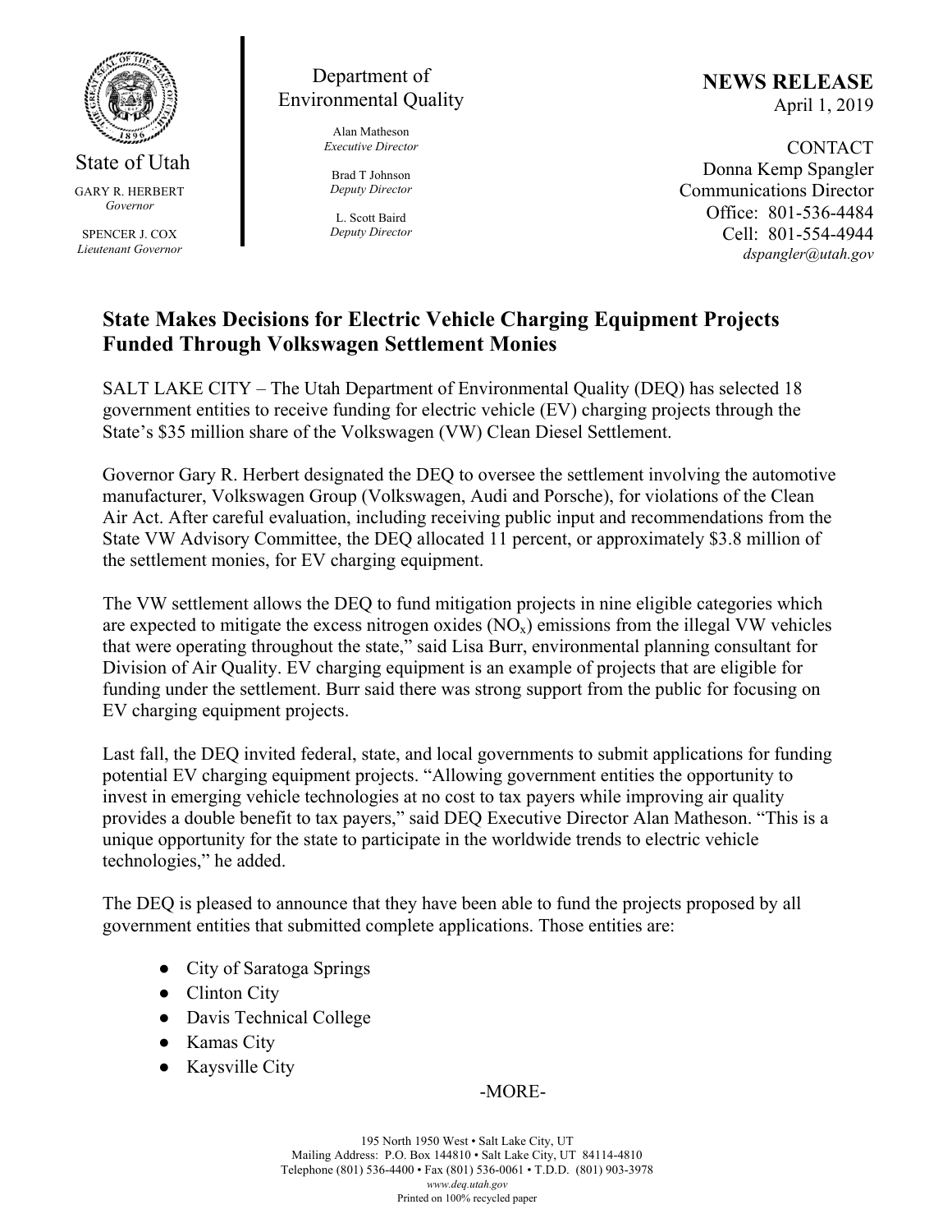State of Utah

GARY R. HERBERT
*Governor*

SPENCER J. COX
*Lieutenant Governor*

Department of Environmental Quality

Alan Matheson
*Executive Director*

Brad T Johnson
*Deputy Director*

L. Scott Baird
*Deputy Director*

**NEWS RELEASE**
April 1, 2019

CONTACT
Donna Kemp Spangler
Communications Director
Office: 801-536-4484
Cell: 801-554-4944
*dspangler@utah.gov*

## State Makes Decisions for Electric Vehicle Charging Equipment Projects Funded Through Volkswagen Settlement Monies

SALT LAKE CITY – The Utah Department of Environmental Quality (DEQ) has selected 18 government entities to receive funding for electric vehicle (EV) charging projects through the State's $35 million share of the Volkswagen (VW) Clean Diesel Settlement.

Governor Gary R. Herbert designated the DEQ to oversee the settlement involving the automotive manufacturer, Volkswagen Group (Volkswagen, Audi and Porsche), for violations of the Clean Air Act. After careful evaluation, including receiving public input and recommendations from the State VW Advisory Committee, the DEQ allocated 11 percent, or approximately $3.8 million of the settlement monies, for EV charging equipment.

The VW settlement allows the DEQ to fund mitigation projects in nine eligible categories which are expected to mitigate the excess nitrogen oxides ($NO_x$) emissions from the illegal VW vehicles that were operating throughout the state," said Lisa Burr, environmental planning consultant for Division of Air Quality. EV charging equipment is an example of projects that are eligible for funding under the settlement. Burr said there was strong support from the public for focusing on EV charging equipment projects.

Last fall, the DEQ invited federal, state, and local governments to submit applications for funding potential EV charging equipment projects. "Allowing government entities the opportunity to invest in emerging vehicle technologies at no cost to tax payers while improving air quality provides a double benefit to tax payers," said DEQ Executive Director Alan Matheson. "This is a unique opportunity for the state to participate in the worldwide trends to electric vehicle technologies," he added.

The DEQ is pleased to announce that they have been able to fund the projects proposed by all government entities that submitted complete applications. Those entities are:

- City of Saratoga Springs
- Clinton City
- Davis Technical College
- Kamas City
- Kaysville City

-MORE-

195 North 1950 West • Salt Lake City, UT
Mailing Address: P.O. Box 144810 • Salt Lake City, UT 84114-4810
Telephone (801) 536-4400 • Fax (801) 536-0061 • T.D.D. (801) 903-3978
*www.deq.utah.gov*
Printed on 100% recycled paper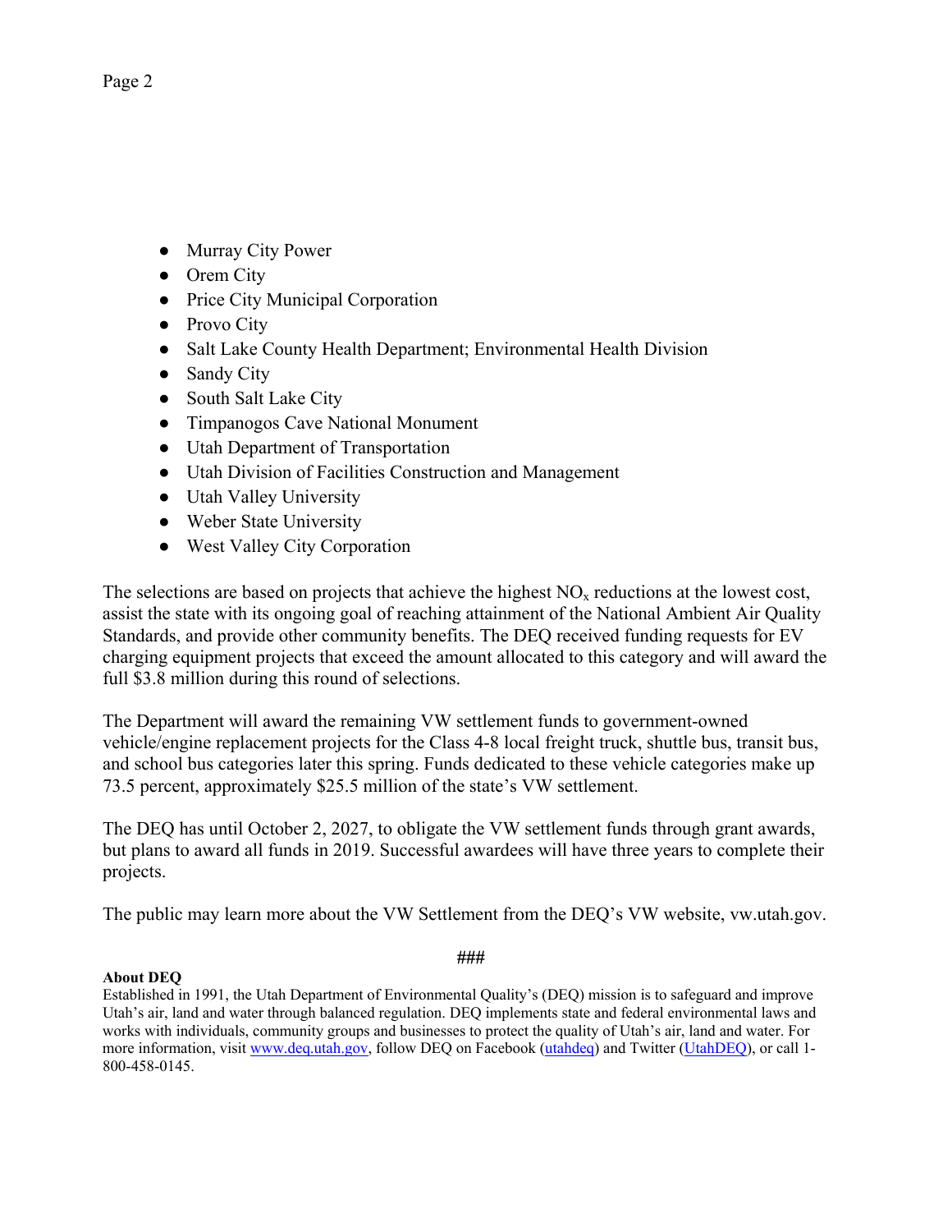- Murray City Power
- Orem City
- Price City Municipal Corporation
- Provo City
- Salt Lake County Health Department; Environmental Health Division
- Sandy City
- South Salt Lake City
- Timpanogos Cave National Monument
- Utah Department of Transportation
- Utah Division of Facilities Construction and Management
- Utah Valley University
- Weber State University
- West Valley City Corporation

The selections are based on projects that achieve the highest $NO_x$ reductions at the lowest cost, assist the state with its ongoing goal of reaching attainment of the National Ambient Air Quality Standards, and provide other community benefits. The DEQ received funding requests for EV charging equipment projects that exceed the amount allocated to this category and will award the full $3.8 million during this round of selections.

The Department will award the remaining VW settlement funds to government-owned vehicle/engine replacement projects for the Class 4-8 local freight truck, shuttle bus, transit bus, and school bus categories later this spring. Funds dedicated to these vehicle categories make up 73.5 percent, approximately $25.5 million of the state's VW settlement.

The DEQ has until October 2, 2027, to obligate the VW settlement funds through grant awards, but plans to award all funds in 2019. Successful awardees will have three years to complete their projects.

The public may learn more about the VW Settlement from the DEQ's VW website, vw.utah.gov.

###

**About DEQ**

Established in 1991, the Utah Department of Environmental Quality's (DEQ) mission is to safeguard and improve Utah's air, land and water through balanced regulation. DEQ implements state and federal environmental laws and works with individuals, community groups and businesses to protect the quality of Utah's air, land and water. For more information, visit www.deq.utah.gov, follow DEQ on Facebook (utahdeq) and Twitter (UtahDEQ), or call 1-800-458-0145.